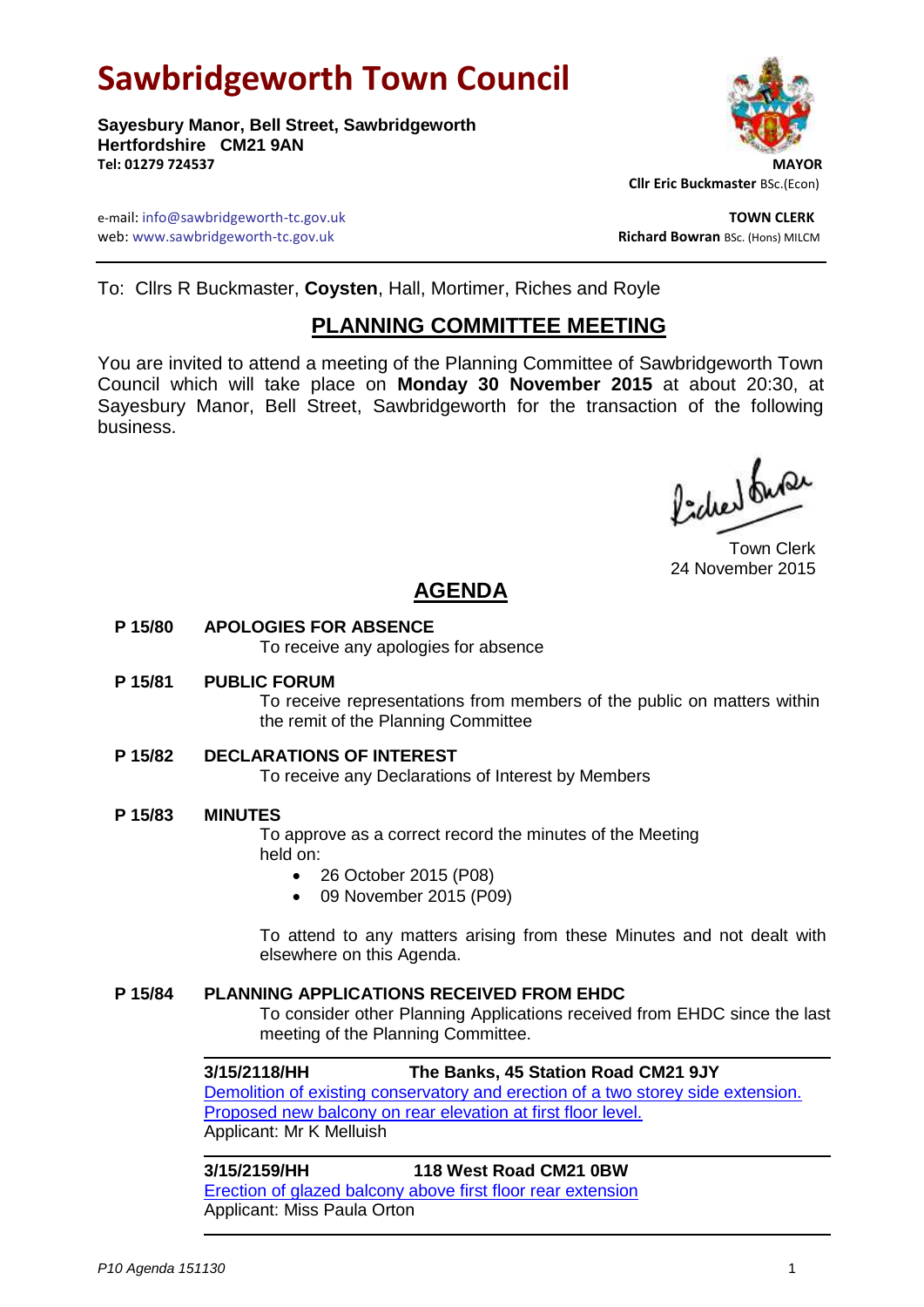# Sawbridgeworth Town Council

**Sayesbury Manor, Bell Street, Sawbridgeworth**
**Hertfordshire CM21 9AN**
**Tel: 01279 724537**

**MAYOR**
**Cllr Eric Buckmaster** BSc.(Econ)

e-mail: info@sawbridgeworth-tc.gov.uk
web: www.sawbridgeworth-tc.gov.uk

**TOWN CLERK**
**Richard Bowran** BSc. (Hons) MILCM

To: Cllrs R Buckmaster, **Coysten**, Hall, Mortimer, Riches and Royle

## PLANNING COMMITTEE MEETING

You are invited to attend a meeting of the Planning Committee of Sawbridgeworth Town Council which will take place on **Monday 30 November 2015** at about 20:30, at Sayesbury Manor, Bell Street, Sawbridgeworth for the transaction of the following business.

Town Clerk
24 November 2015

## AGENDA

**P 15/80 APOLOGIES FOR ABSENCE**

To receive any apologies for absence

**P 15/81 PUBLIC FORUM**

To receive representations from members of the public on matters within the remit of the Planning Committee

**P 15/82 DECLARATIONS OF INTEREST**

To receive any Declarations of Interest by Members

**P 15/83 MINUTES**

To approve as a correct record the minutes of the Meeting held on:

- 26 October 2015 (P08)
- 09 November 2015 (P09)

To attend to any matters arising from these Minutes and not dealt with elsewhere on this Agenda.

**P 15/84 PLANNING APPLICATIONS RECEIVED FROM EHDC**

To consider other Planning Applications received from EHDC since the last meeting of the Planning Committee.

---

**3/15/2118/HH The Banks, 45 Station Road CM21 9JY**
Demolition of existing conservatory and erection of a two storey side extension. Proposed new balcony on rear elevation at first floor level.
Applicant: Mr K Melluish

---

**3/15/2159/HH 118 West Road CM21 0BW**
Erection of glazed balcony above first floor rear extension
Applicant: Miss Paula Orton

---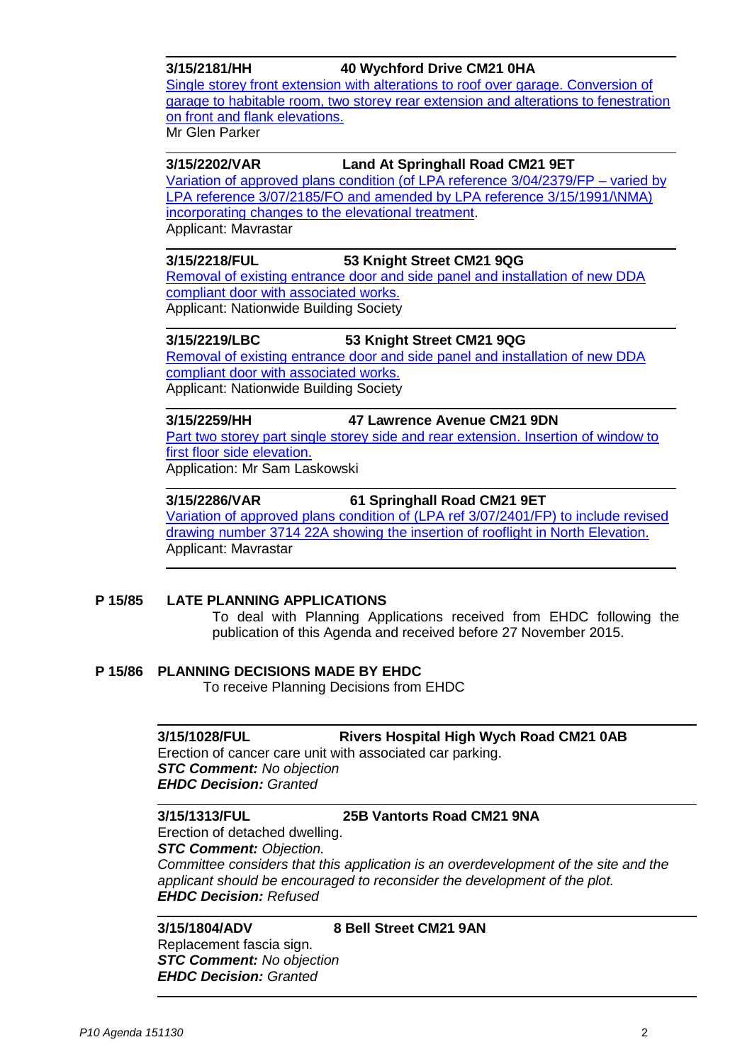**3/15/2181/HH 40 Wychford Drive CM21 0HA**

Single storey front extension with alterations to roof over garage. Conversion of garage to habitable room, two storey rear extension and alterations to fenestration on front and flank elevations.

Mr Glen Parker

---

**3/15/2202/VAR Land At Springhall Road CM21 9ET**

Variation of approved plans condition (of LPA reference 3/04/2379/FP – varied by LPA reference 3/07/2185/FO and amended by LPA reference 3/15/1991/\NMA) incorporating changes to the elevational treatment.

Applicant: Mavrastar

---

**3/15/2218/FUL 53 Knight Street CM21 9QG**

Removal of existing entrance door and side panel and installation of new DDA compliant door with associated works.

Applicant: Nationwide Building Society

---

**3/15/2219/LBC 53 Knight Street CM21 9QG**

Removal of existing entrance door and side panel and installation of new DDA compliant door with associated works.

Applicant: Nationwide Building Society

---

**3/15/2259/HH 47 Lawrence Avenue CM21 9DN**

Part two storey part single storey side and rear extension. Insertion of window to first floor side elevation.

Application: Mr Sam Laskowski

---

**3/15/2286/VAR 61 Springhall Road CM21 9ET**

Variation of approved plans condition of (LPA ref 3/07/2401/FP) to include revised drawing number 3714 22A showing the insertion of rooflight in North Elevation.

Applicant: Mavrastar

---

## P 15/85 LATE PLANNING APPLICATIONS

To deal with Planning Applications received from EHDC following the publication of this Agenda and received before 27 November 2015.

## P 15/86 PLANNING DECISIONS MADE BY EHDC

To receive Planning Decisions from EHDC

---

**3/15/1028/FUL Rivers Hospital High Wych Road CM21 0AB**

Erection of cancer care unit with associated car parking.

***STC Comment:*** *No objection*

***EHDC Decision:*** *Granted*

---

**3/15/1313/FUL 25B Vantorts Road CM21 9NA**

Erection of detached dwelling.

***STC Comment:*** *Objection.*

*Committee considers that this application is an overdevelopment of the site and the applicant should be encouraged to reconsider the development of the plot.*

***EHDC Decision:*** *Refused*

---

**3/15/1804/ADV 8 Bell Street CM21 9AN**

Replacement fascia sign.

***STC Comment:*** *No objection*

***EHDC Decision:*** *Granted*

---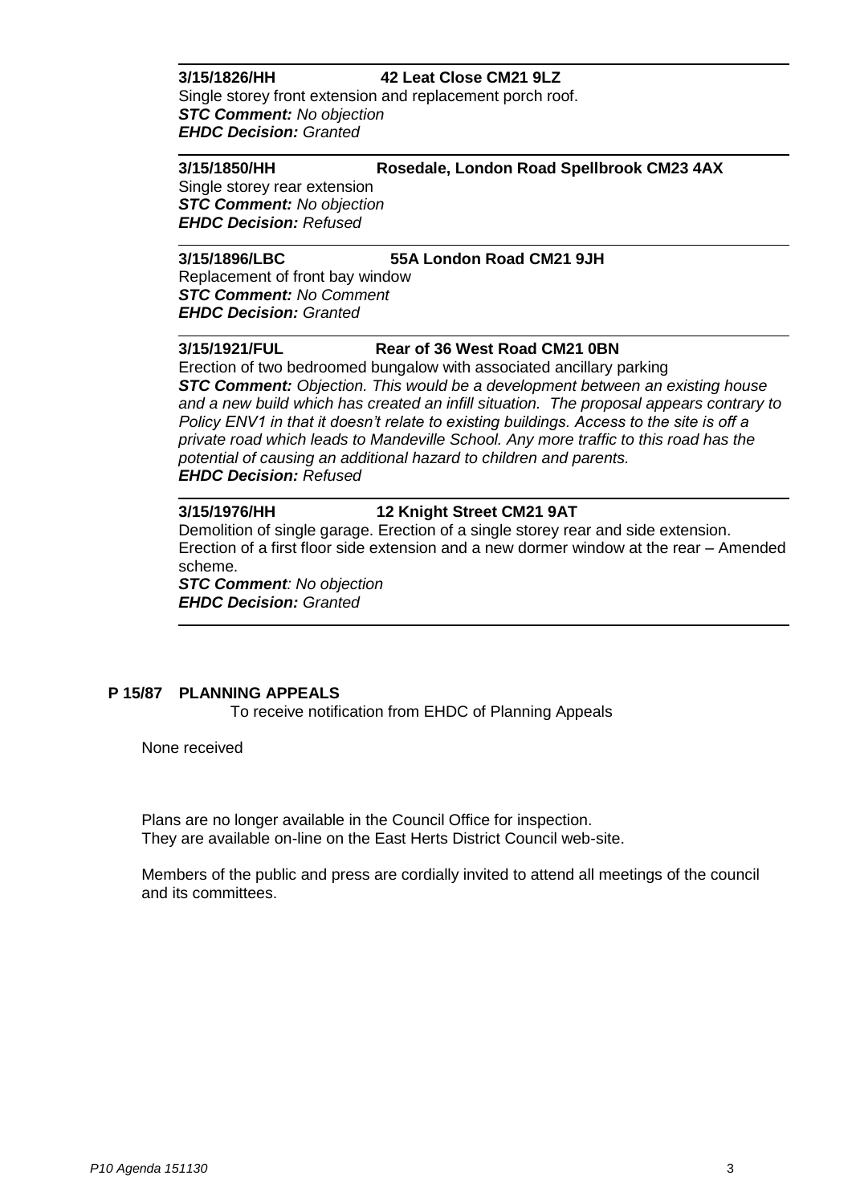**3/15/1826/HH 42 Leat Close CM21 9LZ**

Single storey front extension and replacement porch roof.

***STC Comment:*** *No objection*

***EHDC Decision:*** *Granted*

---

**3/15/1850/HH Rosedale, London Road Spellbrook CM23 4AX**

Single storey rear extension

***STC Comment:*** *No objection*

***EHDC Decision:*** *Refused*

---

**3/15/1896/LBC 55A London Road CM21 9JH**

Replacement of front bay window

***STC Comment:*** *No Comment*

***EHDC Decision:*** *Granted*

---

**3/15/1921/FUL Rear of 36 West Road CM21 0BN**

Erection of two bedroomed bungalow with associated ancillary parking

***STC Comment:*** *Objection. This would be a development between an existing house and a new build which has created an infill situation. The proposal appears contrary to Policy ENV1 in that it doesn't relate to existing buildings. Access to the site is off a private road which leads to Mandeville School. Any more traffic to this road has the potential of causing an additional hazard to children and parents.*

***EHDC Decision:*** *Refused*

---

**3/15/1976/HH 12 Knight Street CM21 9AT**

Demolition of single garage. Erection of a single storey rear and side extension. Erection of a first floor side extension and a new dormer window at the rear – Amended scheme.

***STC Comment****: No objection*

***EHDC Decision:*** *Granted*

---

**P 15/87 PLANNING APPEALS**

To receive notification from EHDC of Planning Appeals

None received

Plans are no longer available in the Council Office for inspection.
They are available on-line on the East Herts District Council web-site.

Members of the public and press are cordially invited to attend all meetings of the council and its committees.